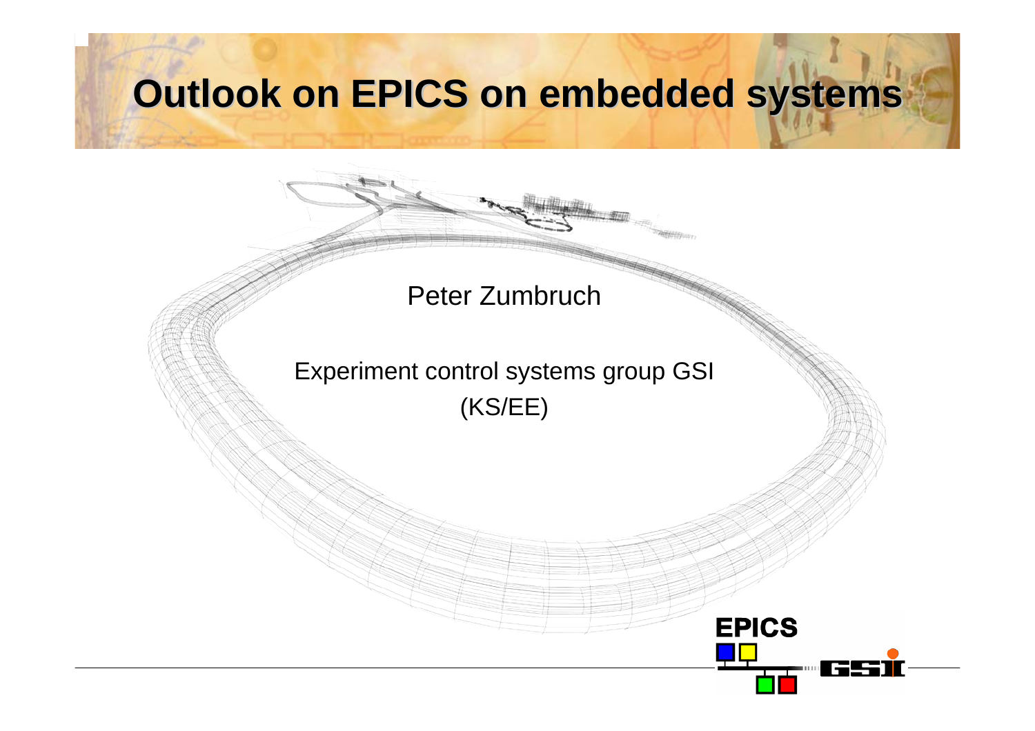# Outlook on EPICS on embedded systems

Peter Zumbruch

Experiment control systems group GSI
(KS/EE)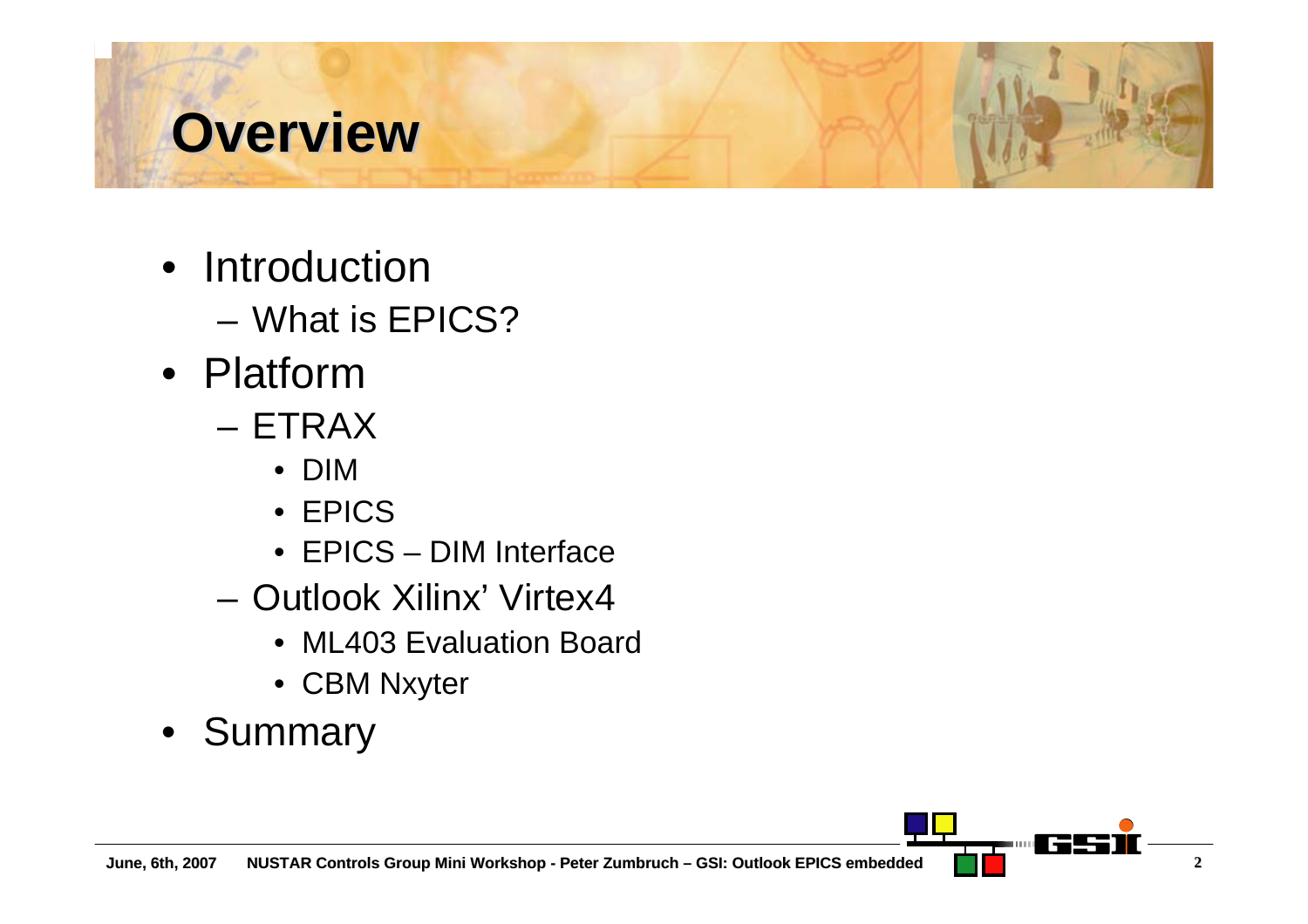# Overview

- Introduction
  - What is EPICS?
- Platform
  - ETRAX
    - DIM
    - EPICS
    - EPICS – DIM Interface
  - Outlook Xilinx' Virtex4
    - ML403 Evaluation Board
    - CBM Nxyter
- Summary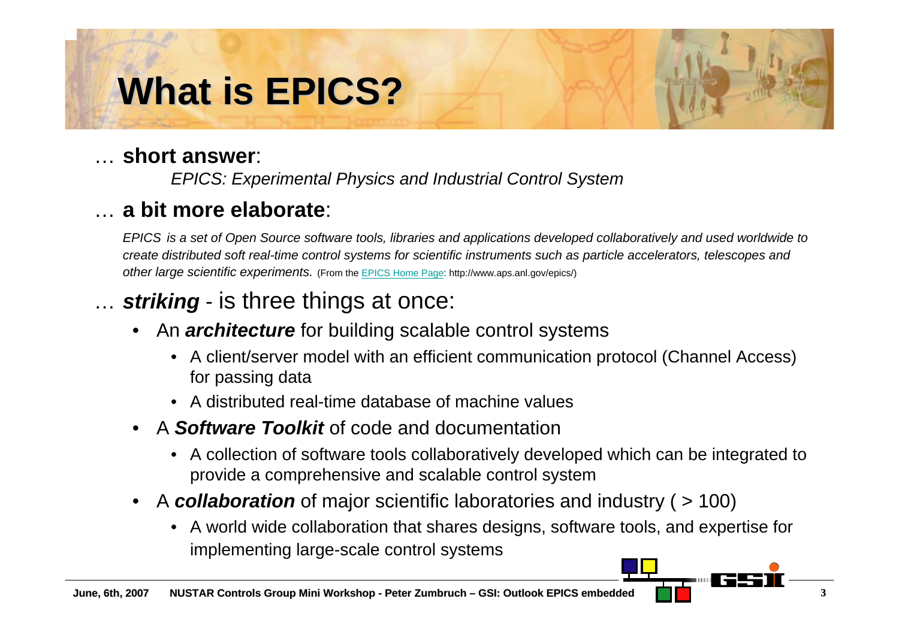# What is EPICS?

… **short answer**:

*EPICS: Experimental Physics and Industrial Control System*

… **a bit more elaborate**:

*EPICS is a set of Open Source software tools, libraries and applications developed collaboratively and used worldwide to create distributed soft real-time control systems for scientific instruments such as particle accelerators, telescopes and other large scientific experiments.* (From the EPICS Home Page: http://www.aps.anl.gov/epics/)

… ***striking*** - is three things at once:

- An ***architecture*** for building scalable control systems
  - A client/server model with an efficient communication protocol (Channel Access) for passing data
  - A distributed real-time database of machine values
- A ***Software Toolkit*** of code and documentation
  - A collection of software tools collaboratively developed which can be integrated to provide a comprehensive and scalable control system
- A ***collaboration*** of major scientific laboratories and industry ( > 100)
  - A world wide collaboration that shares designs, software tools, and expertise for implementing large-scale control systems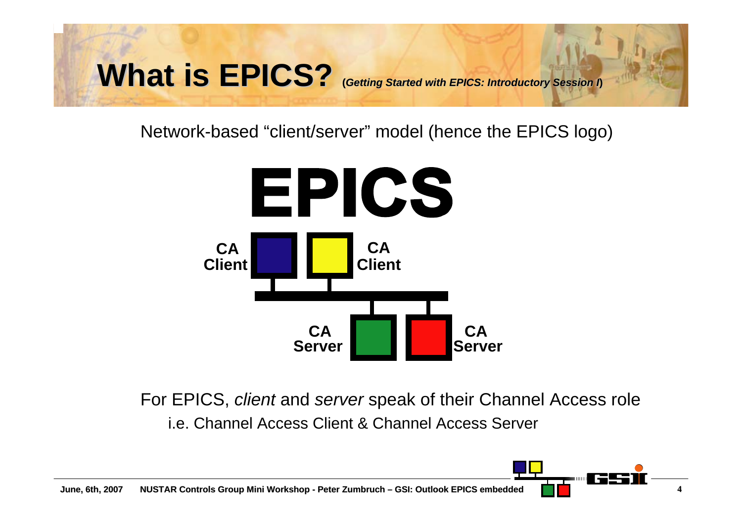# What is EPICS? (*Getting Started with EPICS: Introductory Session I*)

Network-based "client/server" model (hence the EPICS logo)

EPICS

CA Client | CA Client

CA Server | CA Server

For EPICS, *client* and *server* speak of their Channel Access role

i.e. Channel Access Client & Channel Access Server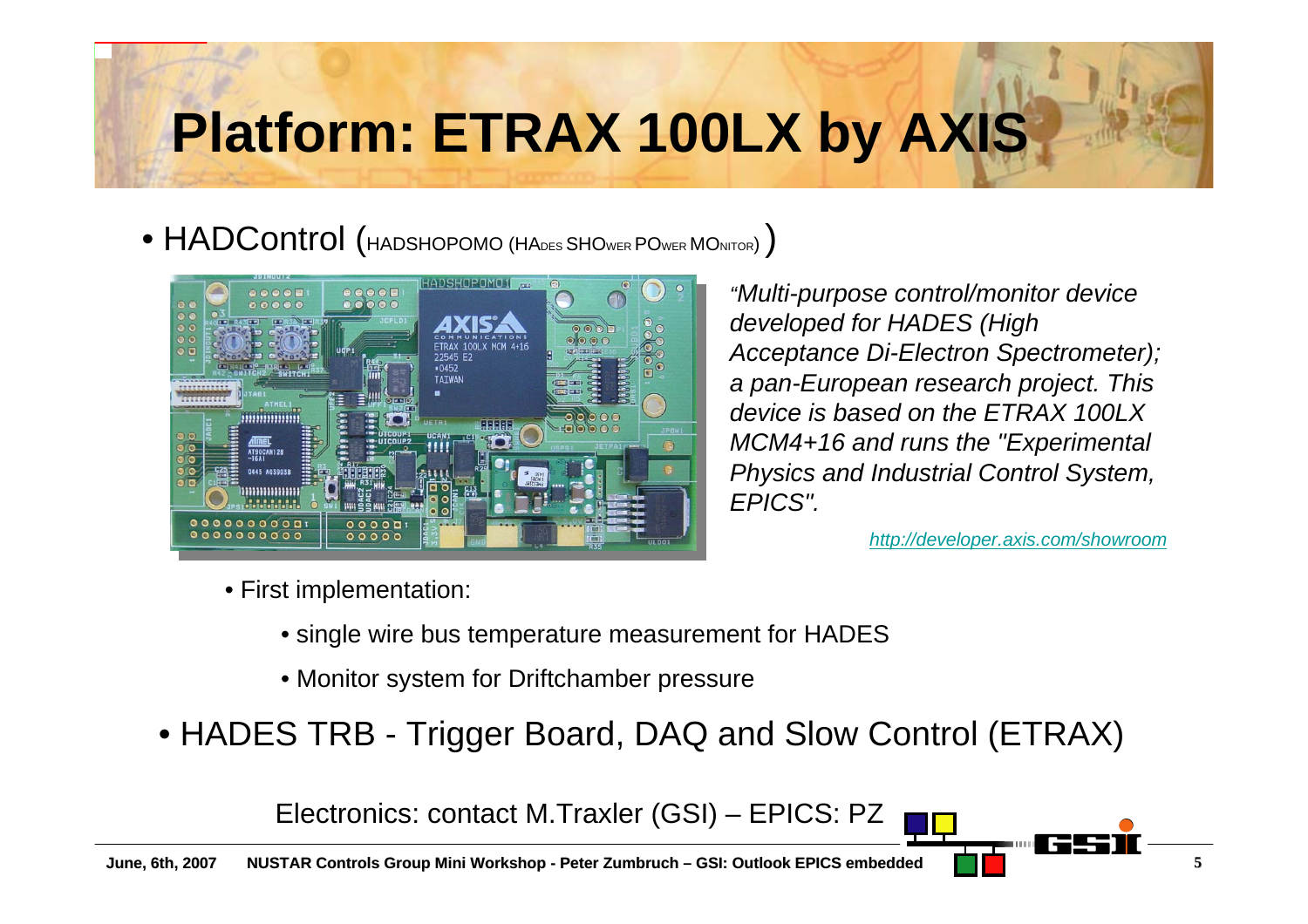# Platform: ETRAX 100LX by AXIS

- HADControl (HADSHOPOMO (HADES SHOWER POWER MONITOR) )

*"Multi-purpose control/monitor device developed for HADES (High Acceptance Di-Electron Spectrometer); a pan-European research project. This device is based on the ETRAX 100LX MCM4+16 and runs the "Experimental Physics and Industrial Control System, EPICS".*

http://developer.axis.com/showroom

  - First implementation:
    - single wire bus temperature measurement for HADES
    - Monitor system for Driftchamber pressure

- HADES TRB - Trigger Board, DAQ and Slow Control (ETRAX)

Electronics: contact M.Traxler (GSI) – EPICS: PZ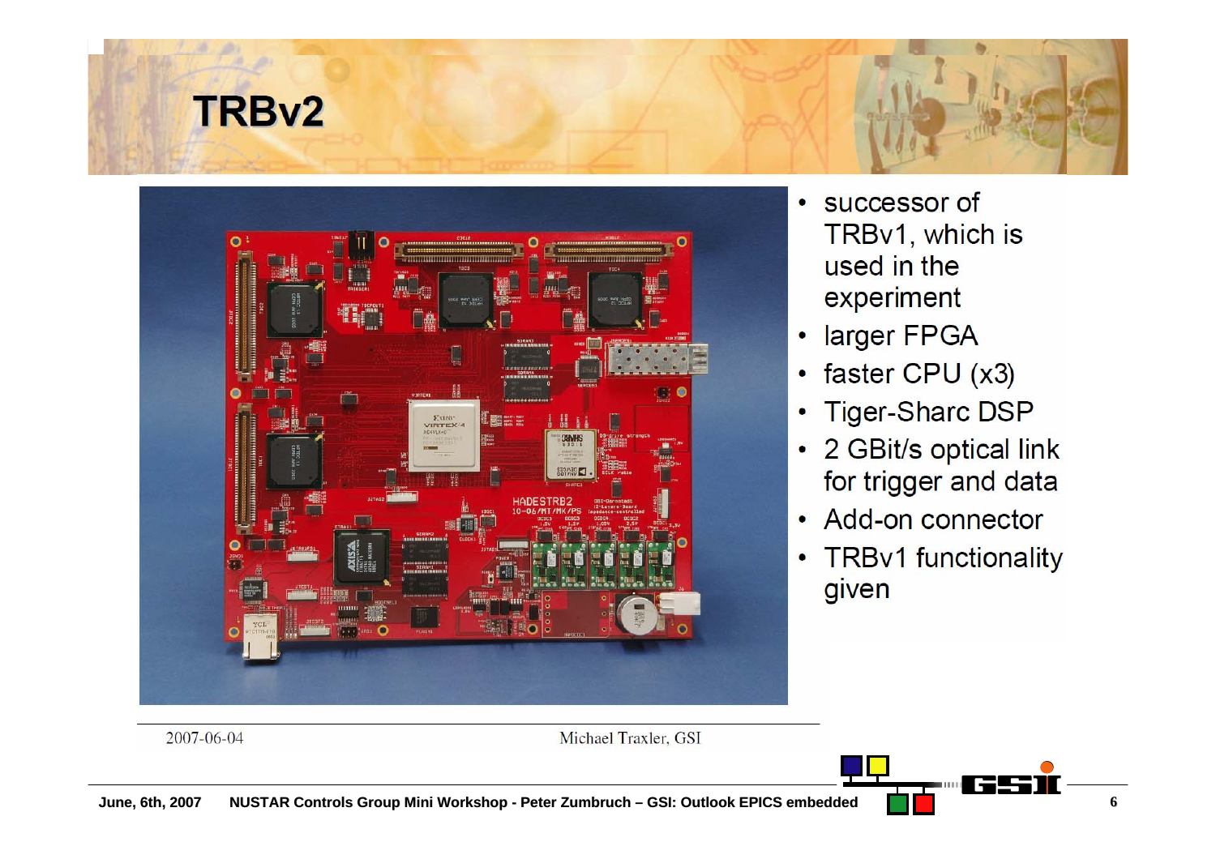# TRBv2

- successor of TRBv1, which is used in the experiment
- larger FPGA
- faster CPU (x3)
- Tiger-Sharc DSP
- 2 GBit/s optical link for trigger and data
- Add-on connector
- TRBv1 functionality given

2007-06-04 Michael Traxler, GSI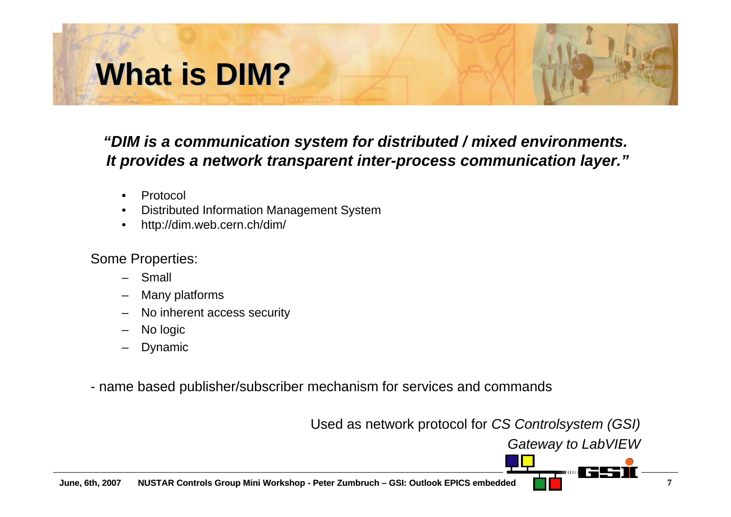# What is DIM?

***"DIM is a communication system for distributed / mixed environments. It provides a network transparent inter-process communication layer."***

- Protocol
- Distributed Information Management System
- http://dim.web.cern.ch/dim/

Some Properties:

- Small
- Many platforms
- No inherent access security
- No logic
- Dynamic

- name based publisher/subscriber mechanism for services and commands

Used as network protocol for *CS Controlsystem (GSI)*

*Gateway to LabVIEW*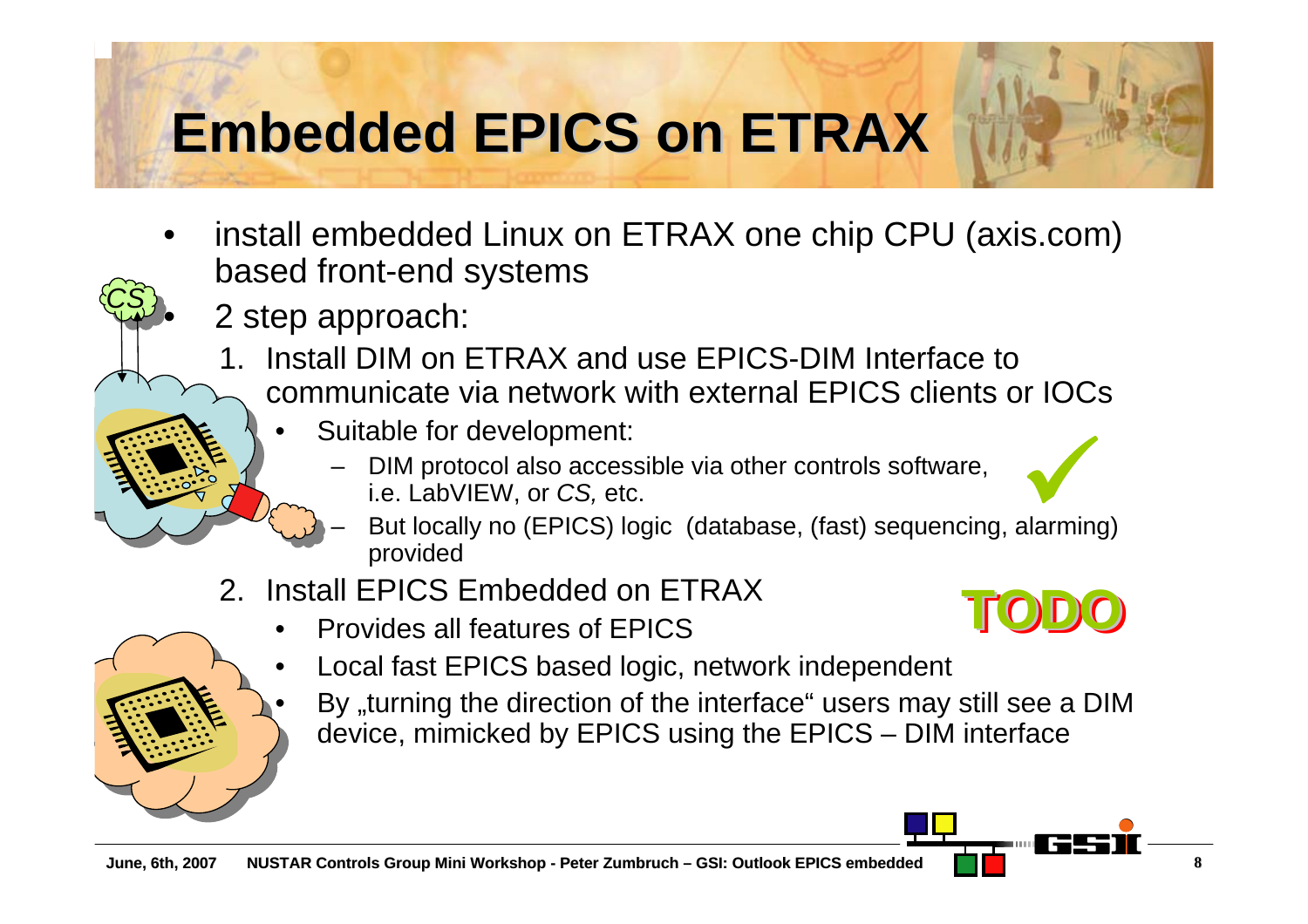# Embedded EPICS on ETRAX

- install embedded Linux on ETRAX one chip CPU (axis.com) based front-end systems
- 2 step approach:
  1. Install DIM on ETRAX and use EPICS-DIM Interface to communicate via network with external EPICS clients or IOCs
     - Suitable for development:
       - DIM protocol also accessible via other controls software, i.e. LabVIEW, or *CS,* etc.
       - But locally no (EPICS) logic (database, (fast) sequencing, alarming) provided
  2. Install EPICS Embedded on ETRAX

     **TODO**

     - Provides all features of EPICS
     - Local fast EPICS based logic, network independent
     - By „turning the direction of the interface“ users may still see a DIM device, mimicked by EPICS using the EPICS – DIM interface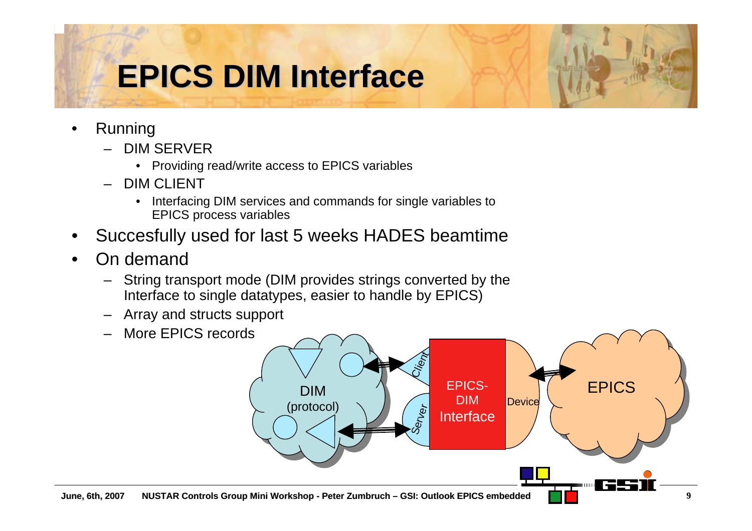# EPICS DIM Interface

- Running
  - DIM SERVER
    - Providing read/write access to EPICS variables
  - DIM CLIENT
    - Interfacing DIM services and commands for single variables to EPICS process variables
- Succesfully used for last 5 weeks HADES beamtime
- On demand
  - String transport mode (DIM provides strings converted by the Interface to single datatypes, easier to handle by EPICS)
  - Array and structs support
  - More EPICS records

DIM (protocol) — Client / Server — EPICS-DIM Interface — Device — EPICS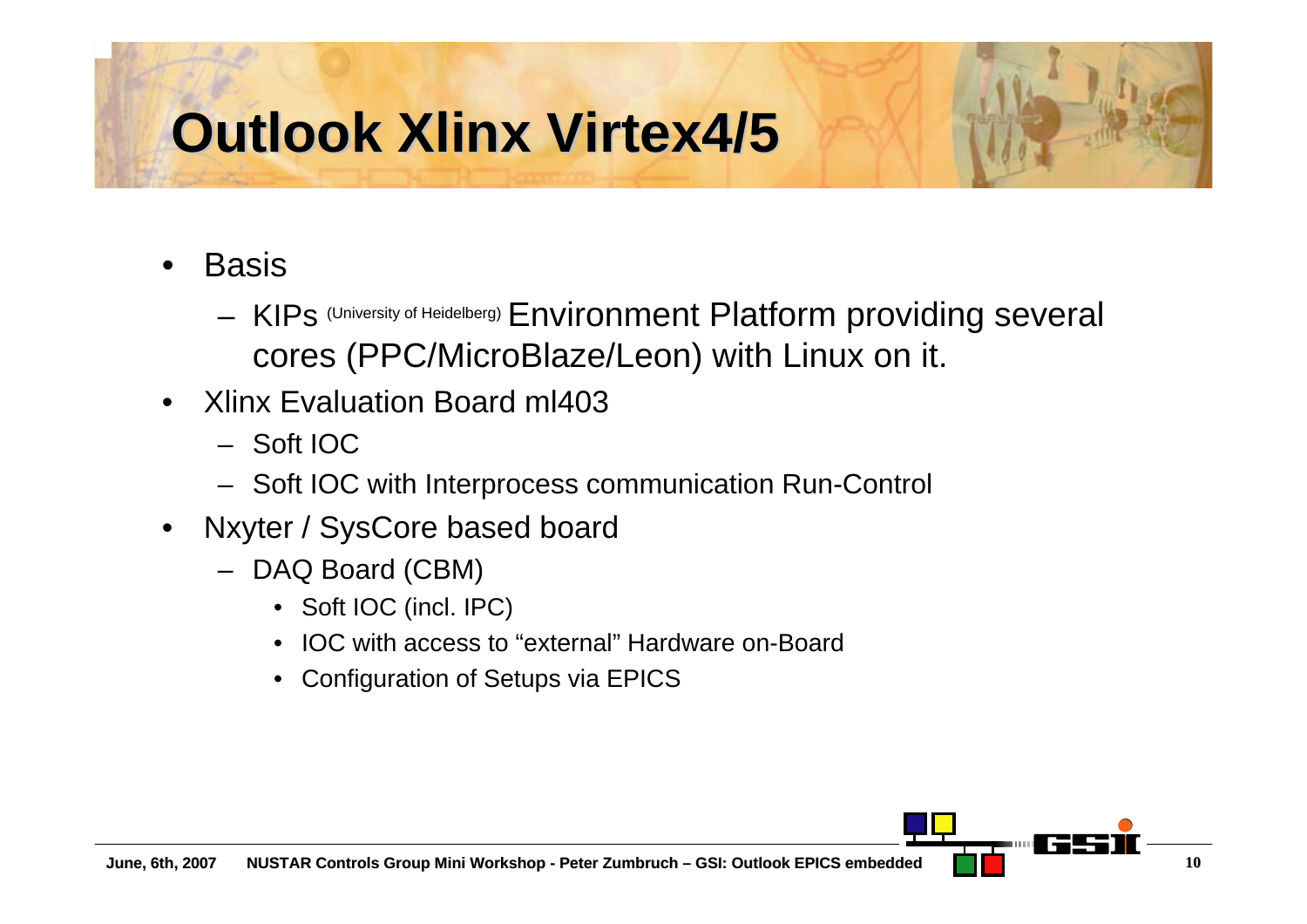# Outlook Xlinx Virtex4/5

- Basis
  - KIPs (University of Heidelberg) Environment Platform providing several cores (PPC/MicroBlaze/Leon) with Linux on it.
- Xlinx Evaluation Board ml403
  - Soft IOC
  - Soft IOC with Interprocess communication Run-Control
- Nxyter / SysCore based board
  - DAQ Board (CBM)
    - Soft IOC (incl. IPC)
    - IOC with access to "external" Hardware on-Board
    - Configuration of Setups via EPICS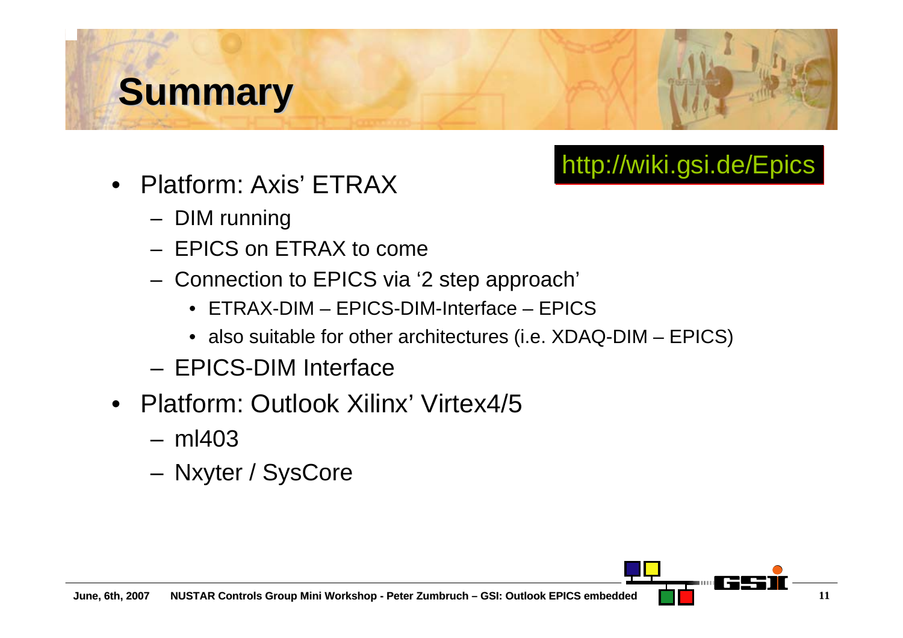# Summary

http://wiki.gsi.de/Epics

- Platform: Axis' ETRAX
  - DIM running
  - EPICS on ETRAX to come
  - Connection to EPICS via '2 step approach'
    - ETRAX-DIM – EPICS-DIM-Interface – EPICS
    - also suitable for other architectures (i.e. XDAQ-DIM – EPICS)
  - EPICS-DIM Interface
- Platform: Outlook Xilinx' Virtex4/5
  - ml403
  - Nxyter / SysCore